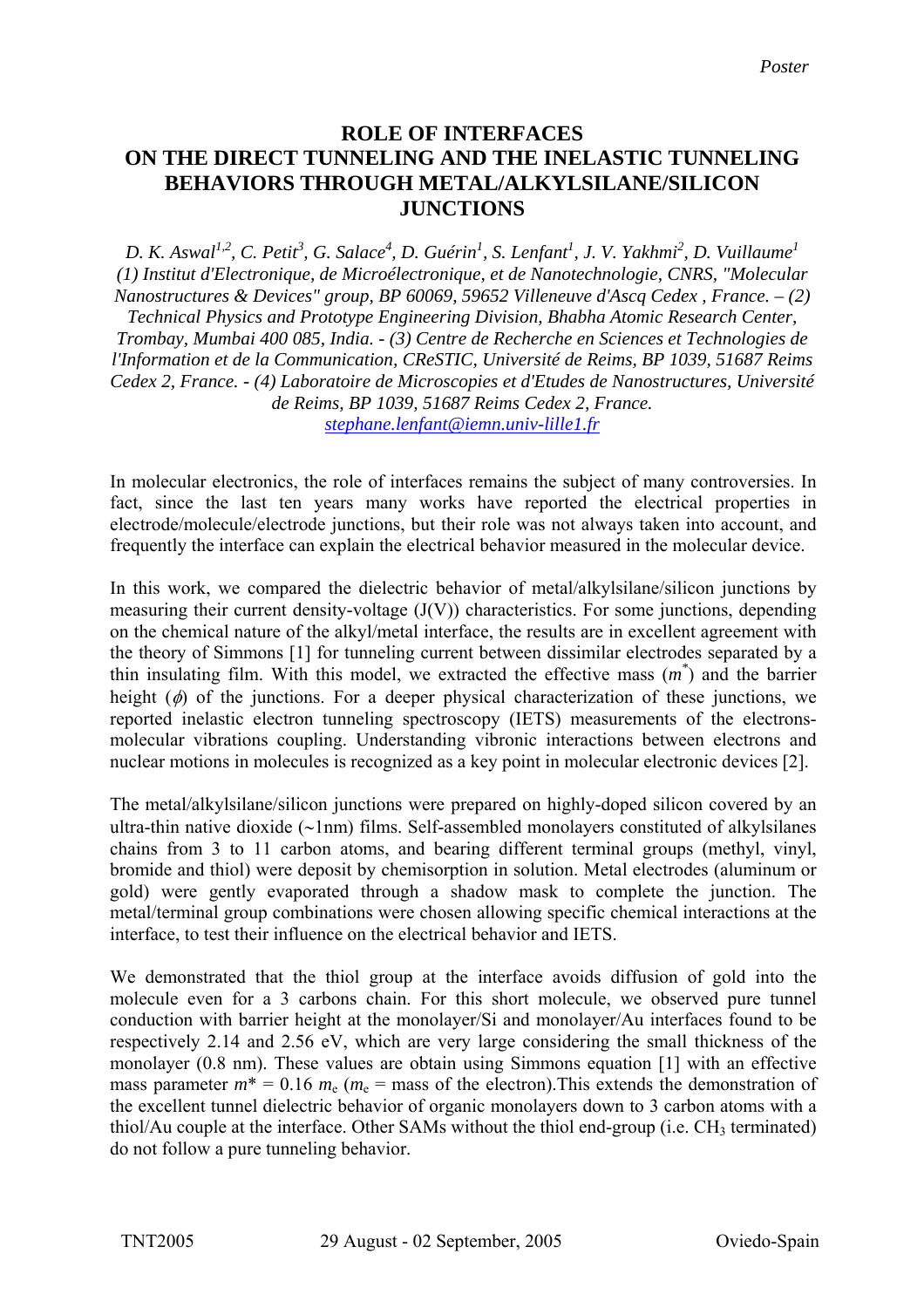Poster

# ROLE OF INTERFACES ON THE DIRECT TUNNELING AND THE INELASTIC TUNNELING BEHAVIORS THROUGH METAL/ALKYLSILANE/SILICON JUNCTIONS

*D. K. Aswal[1,2], C. Petit[3], G. Salace[4], D. Guérin[1], S. Lenfant[1], J. V. Yakhmi[2], D. Vuillaume[1]*
*(1) Institut d'Electronique, de Microélectronique, et de Nanotechnologie, CNRS, "Molecular Nanostructures & Devices" group, BP 60069, 59652 Villeneuve d'Ascq Cedex , France. – (2) Technical Physics and Prototype Engineering Division, Bhabha Atomic Research Center, Trombay, Mumbai 400 085, India. - (3) Centre de Recherche en Sciences et Technologies de l'Information et de la Communication, CReSTIC, Université de Reims, BP 1039, 51687 Reims Cedex 2, France. - (4) Laboratoire de Microscopies et d'Etudes de Nanostructures, Université de Reims, BP 1039, 51687 Reims Cedex 2, France.*
stephane.lenfant@iemn.univ-lille1.fr

In molecular electronics, the role of interfaces remains the subject of many controversies. In fact, since the last ten years many works have reported the electrical properties in electrode/molecule/electrode junctions, but their role was not always taken into account, and frequently the interface can explain the electrical behavior measured in the molecular device.

In this work, we compared the dielectric behavior of metal/alkylsilane/silicon junctions by measuring their current density-voltage (J(V)) characteristics. For some junctions, depending on the chemical nature of the alkyl/metal interface, the results are in excellent agreement with the theory of Simmons [1] for tunneling current between dissimilar electrodes separated by a thin insulating film. With this model, we extracted the effective mass ($m^*$) and the barrier height ($\phi$) of the junctions. For a deeper physical characterization of these junctions, we reported inelastic electron tunneling spectroscopy (IETS) measurements of the electrons-molecular vibrations coupling. Understanding vibronic interactions between electrons and nuclear motions in molecules is recognized as a key point in molecular electronic devices [2].

The metal/alkylsilane/silicon junctions were prepared on highly-doped silicon covered by an ultra-thin native dioxide (~1nm) films. Self-assembled monolayers constituted of alkylsilanes chains from 3 to 11 carbon atoms, and bearing different terminal groups (methyl, vinyl, bromide and thiol) were deposit by chemisorption in solution. Metal electrodes (aluminum or gold) were gently evaporated through a shadow mask to complete the junction. The metal/terminal group combinations were chosen allowing specific chemical interactions at the interface, to test their influence on the electrical behavior and IETS.

We demonstrated that the thiol group at the interface avoids diffusion of gold into the molecule even for a 3 carbons chain. For this short molecule, we observed pure tunnel conduction with barrier height at the monolayer/Si and monolayer/Au interfaces found to be respectively 2.14 and 2.56 eV, which are very large considering the small thickness of the monolayer (0.8 nm). These values are obtain using Simmons equation [1] with an effective mass parameter $m^* = 0.16\ m_e$ ($m_e$ = mass of the electron).This extends the demonstration of the excellent tunnel dielectric behavior of organic monolayers down to 3 carbon atoms with a thiol/Au couple at the interface. Other SAMs without the thiol end-group (i.e. $CH_3$ terminated) do not follow a pure tunneling behavior.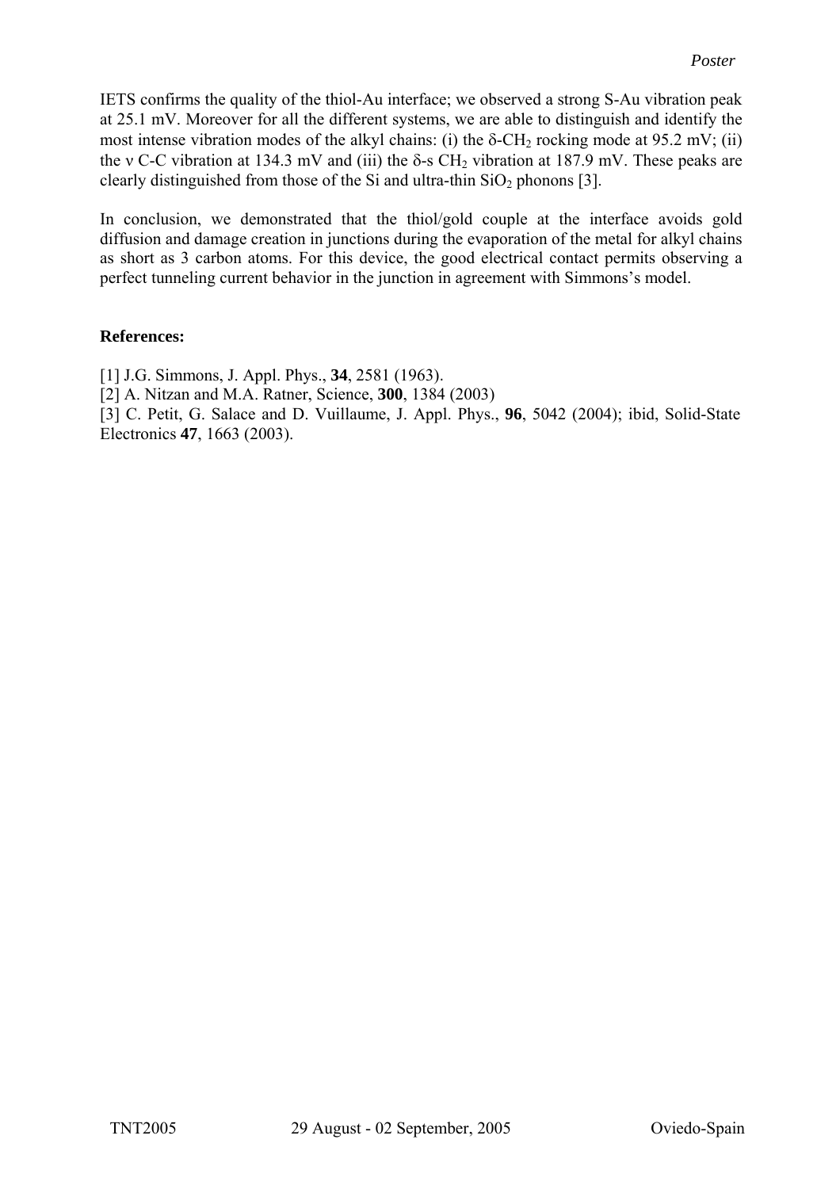IETS confirms the quality of the thiol-Au interface; we observed a strong S-Au vibration peak at 25.1 mV. Moreover for all the different systems, we are able to distinguish and identify the most intense vibration modes of the alkyl chains: (i) the $\delta$-$CH_2$ rocking mode at 95.2 mV; (ii) the $\nu$ C-C vibration at 134.3 mV and (iii) the $\delta$-s $CH_2$ vibration at 187.9 mV. These peaks are clearly distinguished from those of the Si and ultra-thin $SiO_2$ phonons [3].

In conclusion, we demonstrated that the thiol/gold couple at the interface avoids gold diffusion and damage creation in junctions during the evaporation of the metal for alkyl chains as short as 3 carbon atoms. For this device, the good electrical contact permits observing a perfect tunneling current behavior in the junction in agreement with Simmons's model.

**References:**

[1] J.G. Simmons, J. Appl. Phys., **34**, 2581 (1963).
[2] A. Nitzan and M.A. Ratner, Science, **300**, 1384 (2003)
[3] C. Petit, G. Salace and D. Vuillaume, J. Appl. Phys., **96**, 5042 (2004); ibid, Solid-State Electronics **47**, 1663 (2003).